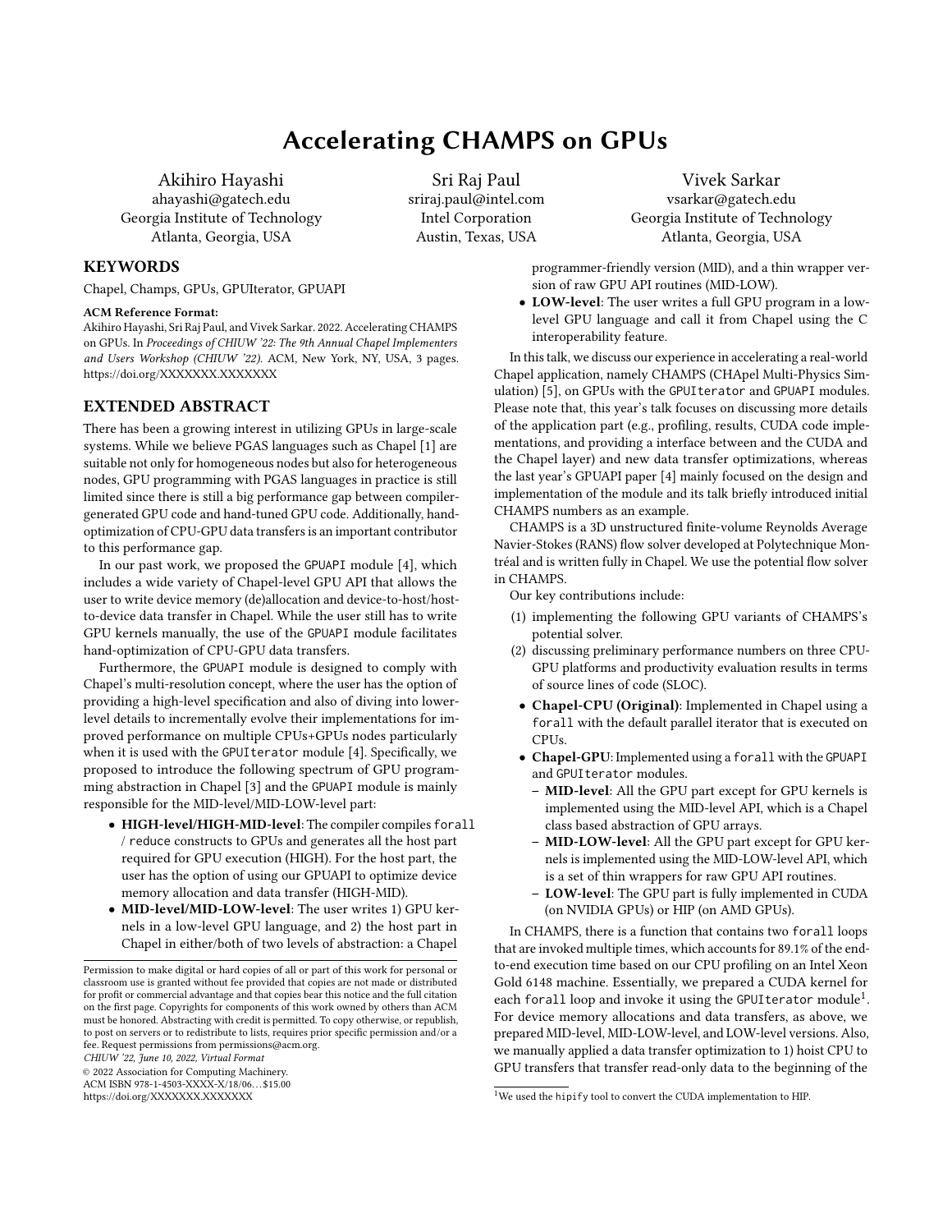# Accelerating CHAMPS on GPUs

Akihiro Hayashi
ahayashi@gatech.edu
Georgia Institute of Technology
Atlanta, Georgia, USA

Sri Raj Paul
sriraj.paul@intel.com
Intel Corporation
Austin, Texas, USA

Vivek Sarkar
vsarkar@gatech.edu
Georgia Institute of Technology
Atlanta, Georgia, USA

## KEYWORDS

Chapel, Champs, GPUs, GPUIterator, GPUAPI

**ACM Reference Format:**
Akihiro Hayashi, Sri Raj Paul, and Vivek Sarkar. 2022. Accelerating CHAMPS on GPUs. In *Proceedings of CHIUW '22: The 9th Annual Chapel Implementers and Users Workshop (CHIUW '22).* ACM, New York, NY, USA, 3 pages. https://doi.org/XXXXXXX.XXXXXXX

## EXTENDED ABSTRACT

There has been a growing interest in utilizing GPUs in large-scale systems. While we believe PGAS languages such as Chapel [1] are suitable not only for homogeneous nodes but also for heterogeneous nodes, GPU programming with PGAS languages in practice is still limited since there is still a big performance gap between compiler-generated GPU code and hand-tuned GPU code. Additionally, hand-optimization of CPU-GPU data transfers is an important contributor to this performance gap.

In our past work, we proposed the GPUAPI module [4], which includes a wide variety of Chapel-level GPU API that allows the user to write device memory (de)allocation and device-to-host/host-to-device data transfer in Chapel. While the user still has to write GPU kernels manually, the use of the GPUAPI module facilitates hand-optimization of CPU-GPU data transfers.

Furthermore, the GPUAPI module is designed to comply with Chapel's multi-resolution concept, where the user has the option of providing a high-level specification and also of diving into lower-level details to incrementally evolve their implementations for improved performance on multiple CPUs+GPUs nodes particularly when it is used with the GPUIterator module [4]. Specifically, we proposed to introduce the following spectrum of GPU programming abstraction in Chapel [3] and the GPUAPI module is mainly responsible for the MID-level/MID-LOW-level part:

- **HIGH-level/HIGH-MID-level**: The compiler compiles forall / reduce constructs to GPUs and generates all the host part required for GPU execution (HIGH). For the host part, the user has the option of using our GPUAPI to optimize device memory allocation and data transfer (HIGH-MID).
- **MID-level/MID-LOW-level**: The user writes 1) GPU kernels in a low-level GPU language, and 2) the host part in Chapel in either/both of two levels of abstraction: a Chapel programmer-friendly version (MID), and a thin wrapper version of raw GPU API routines (MID-LOW).
- **LOW-level**: The user writes a full GPU program in a low-level GPU language and call it from Chapel using the C interoperability feature.

In this talk, we discuss our experience in accelerating a real-world Chapel application, namely CHAMPS (CHApel Multi-Physics Simulation) [5], on GPUs with the GPUIterator and GPUAPI modules. Please note that, this year's talk focuses on discussing more details of the application part (e.g., profiling, results, CUDA code implementations, and providing a interface between and the CUDA and the Chapel layer) and new data transfer optimizations, whereas the last year's GPUAPI paper [4] mainly focused on the design and implementation of the module and its talk briefly introduced initial CHAMPS numbers as an example.

CHAMPS is a 3D unstructured finite-volume Reynolds Average Navier-Stokes (RANS) flow solver developed at Polytechnique Montréal and is written fully in Chapel. We use the potential flow solver in CHAMPS.

Our key contributions include:

1. implementing the following GPU variants of CHAMPS's potential solver.
2. discussing preliminary performance numbers on three CPU-GPU platforms and productivity evaluation results in terms of source lines of code (SLOC).

- **Chapel-CPU (Original)**: Implemented in Chapel using a forall with the default parallel iterator that is executed on CPUs.
- **Chapel-GPU**: Implemented using a forall with the GPUAPI and GPUIterator modules.
  - **MID-level**: All the GPU part except for GPU kernels is implemented using the MID-level API, which is a Chapel class based abstraction of GPU arrays.
  - **MID-LOW-level**: All the GPU part except for GPU kernels is implemented using the MID-LOW-level API, which is a set of thin wrappers for raw GPU API routines.
  - **LOW-level**: The GPU part is fully implemented in CUDA (on NVIDIA GPUs) or HIP (on AMD GPUs).

In CHAMPS, there is a function that contains two forall loops that are invoked multiple times, which accounts for 89.1% of the end-to-end execution time based on our CPU profiling on an Intel Xeon Gold 6148 machine. Essentially, we prepared a CUDA kernel for each forall loop and invoke it using the GPUIterator module[1]. For device memory allocations and data transfers, as above, we prepared MID-level, MID-LOW-level, and LOW-level versions. Also, we manually applied a data transfer optimization to 1) hoist CPU to GPU transfers that transfer read-only data to the beginning of the

Permission to make digital or hard copies of all or part of this work for personal or classroom use is granted without fee provided that copies are not made or distributed for profit or commercial advantage and that copies bear this notice and the full citation on the first page. Copyrights for components of this work owned by others than ACM must be honored. Abstracting with credit is permitted. To copy otherwise, or republish, to post on servers or to redistribute to lists, requires prior specific permission and/or a fee. Request permissions from permissions@acm.org.
*CHIUW '22, June 10, 2022, Virtual Format*
© 2022 Association for Computing Machinery.
ACM ISBN 978-1-4503-XXXX-X/18/06...$15.00
https://doi.org/XXXXXXX.XXXXXXX

[1] We used the hipify tool to convert the CUDA implementation to HIP.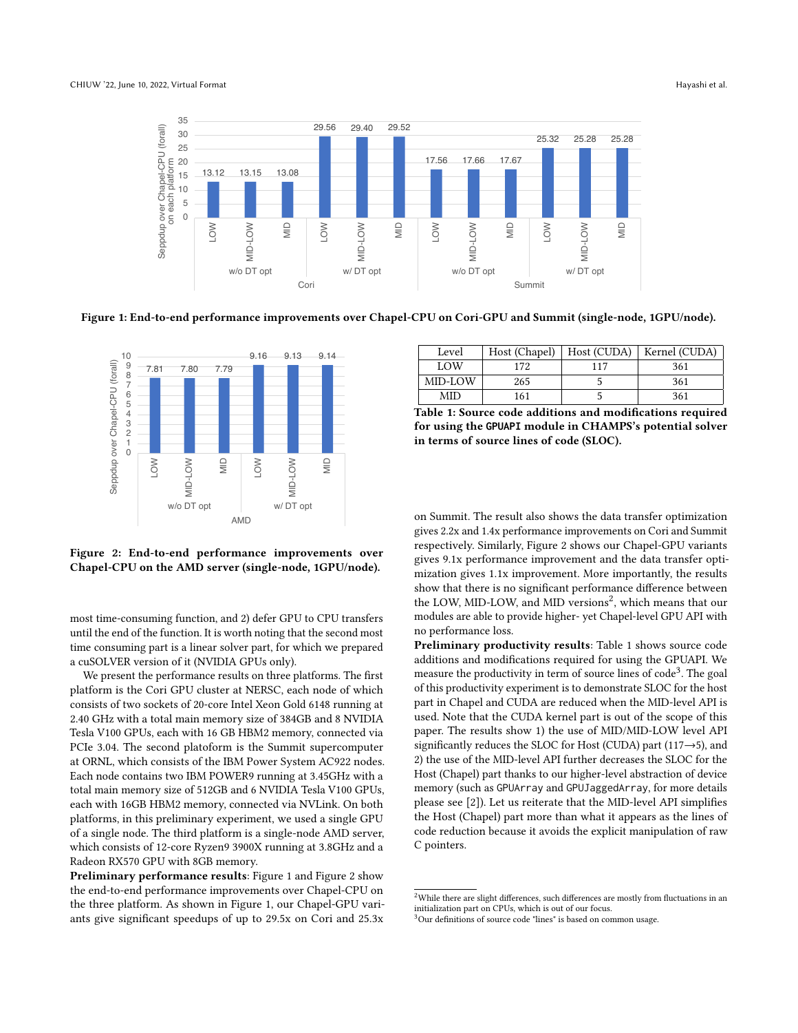Figure 1: End-to-end performance improvements over Chapel-CPU on Cori-GPU and Summit (single-node, 1GPU/node).

Figure 2: End-to-end performance improvements over Chapel-CPU on the AMD server (single-node, 1GPU/node).

most time-consuming function, and 2) defer GPU to CPU transfers until the end of the function. It is worth noting that the second most time consuming part is a linear solver part, for which we prepared a cuSOLVER version of it (NVIDIA GPUs only).

We present the performance results on three platforms. The first platform is the Cori GPU cluster at NERSC, each node of which consists of two sockets of 20-core Intel Xeon Gold 6148 running at 2.40 GHz with a total main memory size of 384GB and 8 NVIDIA Tesla V100 GPUs, each with 16 GB HBM2 memory, connected via PCIe 3.04. The second platoform is the Summit supercomputer at ORNL, which consists of the IBM Power System AC922 nodes. Each node contains two IBM POWER9 running at 3.45GHz with a total main memory size of 512GB and 6 NVIDIA Tesla V100 GPUs, each with 16GB HBM2 memory, connected via NVLink. On both platforms, in this preliminary experiment, we used a single GPU of a single node. The third platform is a single-node AMD server, which consists of 12-core Ryzen9 3900X running at 3.8GHz and a Radeon RX570 GPU with 8GB memory.

**Preliminary performance results**: Figure 1 and Figure 2 show the end-to-end performance improvements over Chapel-CPU on the three platform. As shown in Figure 1, our Chapel-GPU variants give significant speedups of up to 29.5x on Cori and 25.3x on Summit. The result also shows the data transfer optimization gives 2.2x and 1.4x performance improvements on Cori and Summit respectively. Similarly, Figure 2 shows our Chapel-GPU variants gives 9.1x performance improvement and the data transfer optimization gives 1.1x improvement. More importantly, the results show that there is no significant performance difference between the LOW, MID-LOW, and MID versions[2], which means that our modules are able to provide higher- yet Chapel-level GPU API with no performance loss.

| Level | Host (Chapel) | Host (CUDA) | Kernel (CUDA) |
|---|---|---|---|
| LOW | 172 | 117 | 361 |
| MID-LOW | 265 | 5 | 361 |
| MID | 161 | 5 | 361 |

**Table 1: Source code additions and modifications required for using the GPUAPI module in CHAMPS's potential solver in terms of source lines of code (SLOC).**

**Preliminary productivity results**: Table 1 shows source code additions and modifications required for using the GPUAPI. We measure the productivity in term of source lines of code[3]. The goal of this productivity experiment is to demonstrate SLOC for the host part in Chapel and CUDA are reduced when the MID-level API is used. Note that the CUDA kernel part is out of the scope of this paper. The results show 1) the use of MID/MID-LOW level API significantly reduces the SLOC for Host (CUDA) part (117→5), and 2) the use of the MID-level API further decreases the SLOC for the Host (Chapel) part thanks to our higher-level abstraction of device memory (such as GPUArray and GPUJaggedArray, for more details please see [2]). Let us reiterate that the MID-level API simplifies the Host (Chapel) part more than what it appears as the lines of code reduction because it avoids the explicit manipulation of raw C pointers.

[2]While there are slight differences, such differences are mostly from fluctuations in an initialization part on CPUs, which is out of our focus.

[3]Our definitions of source code "lines" is based on common usage.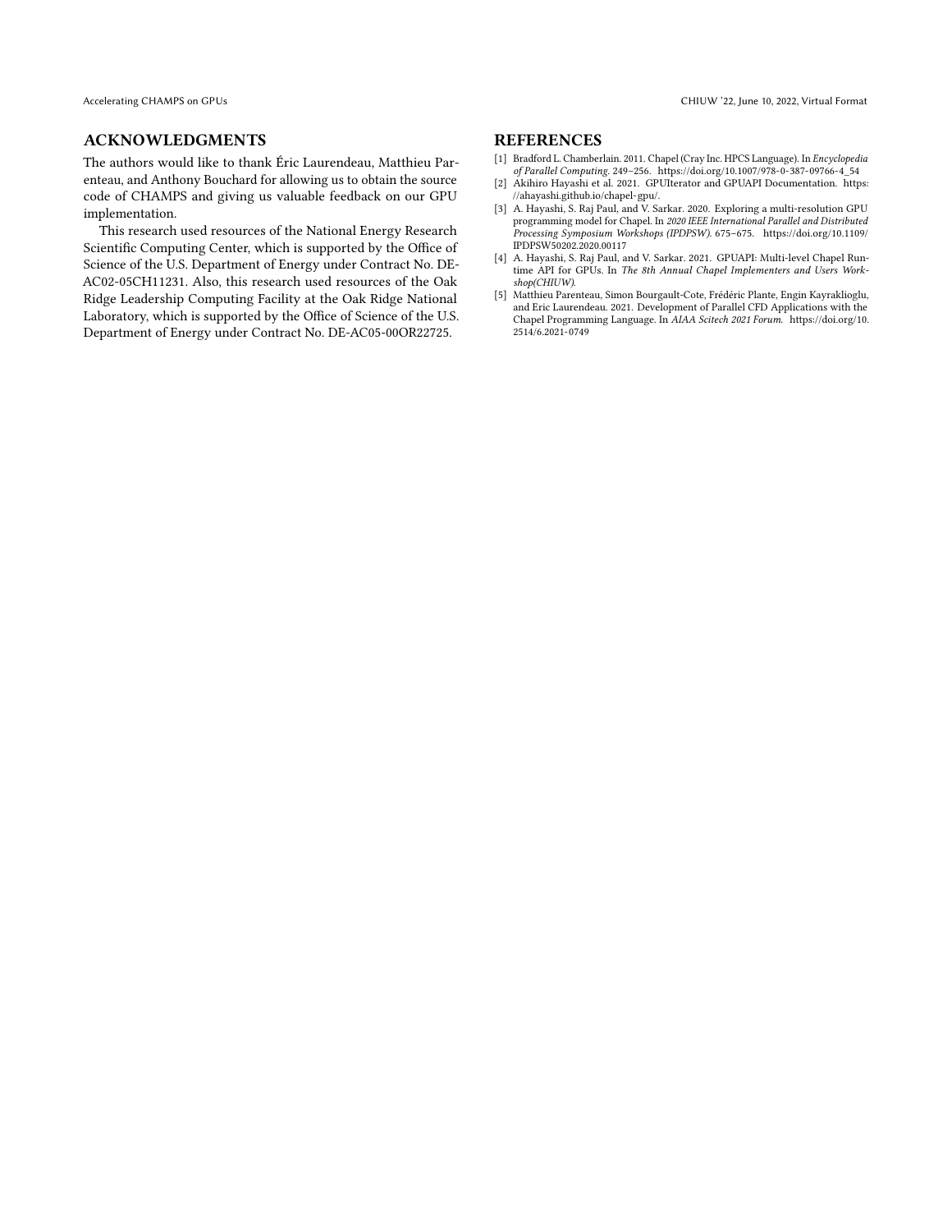## ACKNOWLEDGMENTS

The authors would like to thank Éric Laurendeau, Matthieu Parenteau, and Anthony Bouchard for allowing us to obtain the source code of CHAMPS and giving us valuable feedback on our GPU implementation.

This research used resources of the National Energy Research Scientific Computing Center, which is supported by the Office of Science of the U.S. Department of Energy under Contract No. DE-AC02-05CH11231. Also, this research used resources of the Oak Ridge Leadership Computing Facility at the Oak Ridge National Laboratory, which is supported by the Office of Science of the U.S. Department of Energy under Contract No. DE-AC05-00OR22725.

## REFERENCES

[1] Bradford L. Chamberlain. 2011. Chapel (Cray Inc. HPCS Language). In *Encyclopedia of Parallel Computing*. 249–256. https://doi.org/10.1007/978-0-387-09766-4_54

[2] Akihiro Hayashi et al. 2021. GPUIterator and GPUAPI Documentation. https://ahayashi.github.io/chapel-gpu/.

[3] A. Hayashi, S. Raj Paul, and V. Sarkar. 2020. Exploring a multi-resolution GPU programming model for Chapel. In *2020 IEEE International Parallel and Distributed Processing Symposium Workshops (IPDPSW)*. 675–675. https://doi.org/10.1109/IPDPSW50202.2020.00117

[4] A. Hayashi, S. Raj Paul, and V. Sarkar. 2021. GPUAPI: Multi-level Chapel Runtime API for GPUs. In *The 8th Annual Chapel Implementers and Users Workshop(CHIUW)*.

[5] Matthieu Parenteau, Simon Bourgault-Cote, Frédéric Plante, Engin Kayraklioglu, and Eric Laurendeau. 2021. Development of Parallel CFD Applications with the Chapel Programming Language. In *AIAA Scitech 2021 Forum*. https://doi.org/10.2514/6.2021-0749